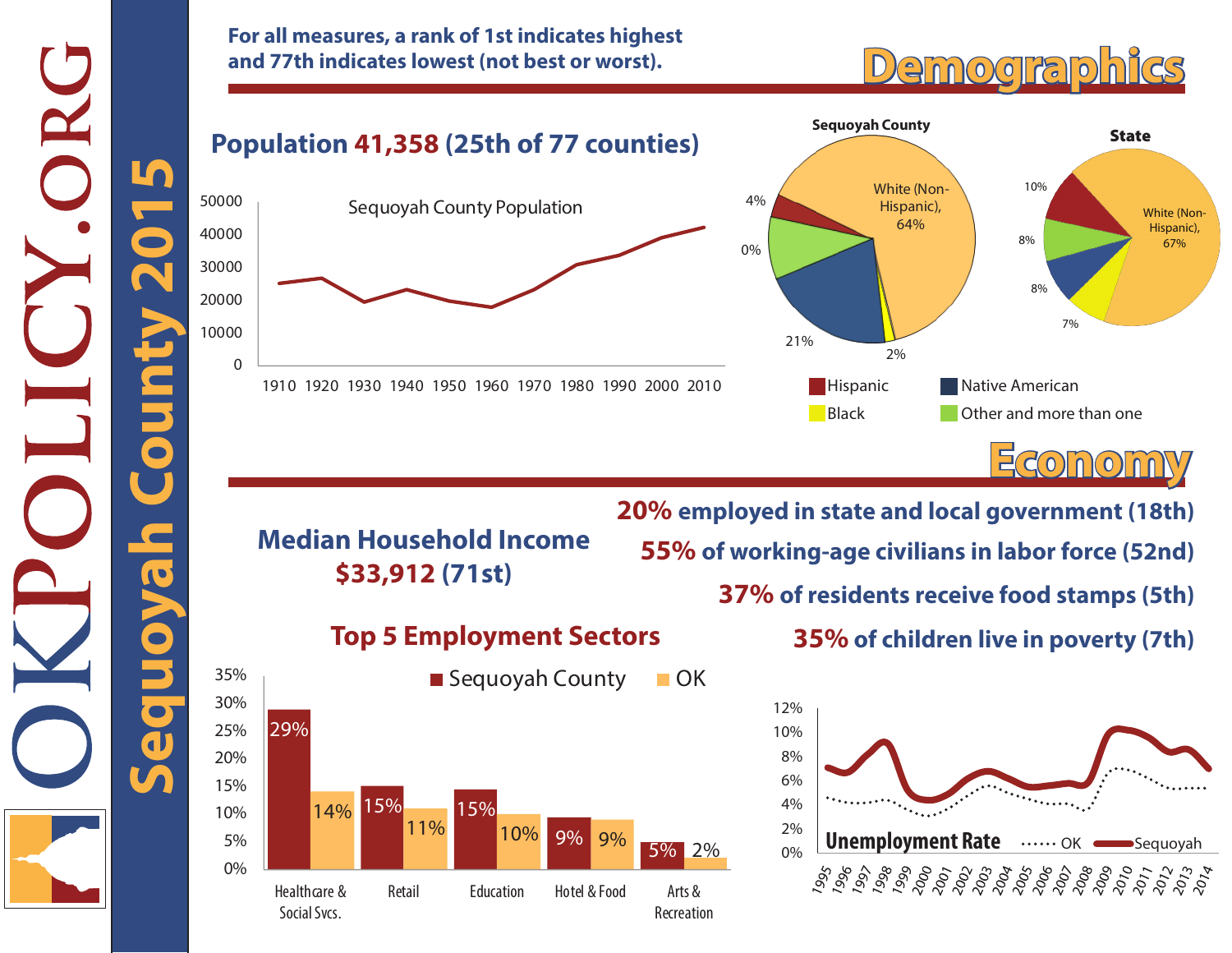# OKPOLICY.ORG

# Sequoyah County 2015

**For all measures, a rank of 1st indicates highest and 77th indicates lowest (not best or worst).**

## Demographics

### Population 41,358 (25th of 77 counties)

Sequoyah County Population

| Year | Population (approx.) |
|---|---|
| 1910 | 25,000 |
| 1920 | 26,500 |
| 1930 | 19,500 |
| 1940 | 23,000 |
| 1950 | 19,500 |
| 1960 | 18,000 |
| 1970 | 23,000 |
| 1980 | 30,500 |
| 1990 | 33,500 |
| 2000 | 39,000 |
| 2010 | 42,000 |

| Group | Sequoyah County | State |
|---|---|---|
| White (Non-Hispanic) | 64% | 67% |
| Hispanic | 4% | 10% |
| Other and more than one | 0% | 8% |
| Native American | 21% | 8% |
| Black | 2% | 7% |

## Economy

**Median Household Income**
**$33,912 (71st)**

**20%** employed in state and local government (18th)

**55%** of working-age civilians in labor force (52nd)

**37%** of residents receive food stamps (5th)

**35%** of children live in poverty (7th)

### Top 5 Employment Sectors

| Sector | Sequoyah County | OK |
|---|---|---|
| Healthcare & Social Svcs. | 29% | 14% |
| Retail | 15% | 11% |
| Education | 15% | 10% |
| Hotel & Food | 9% | 9% |
| Arts & Recreation | 5% | 2% |

### Unemployment Rate

Line chart comparing OK and Sequoyah unemployment rates, 1995–2014 (y-axis 0%–12%).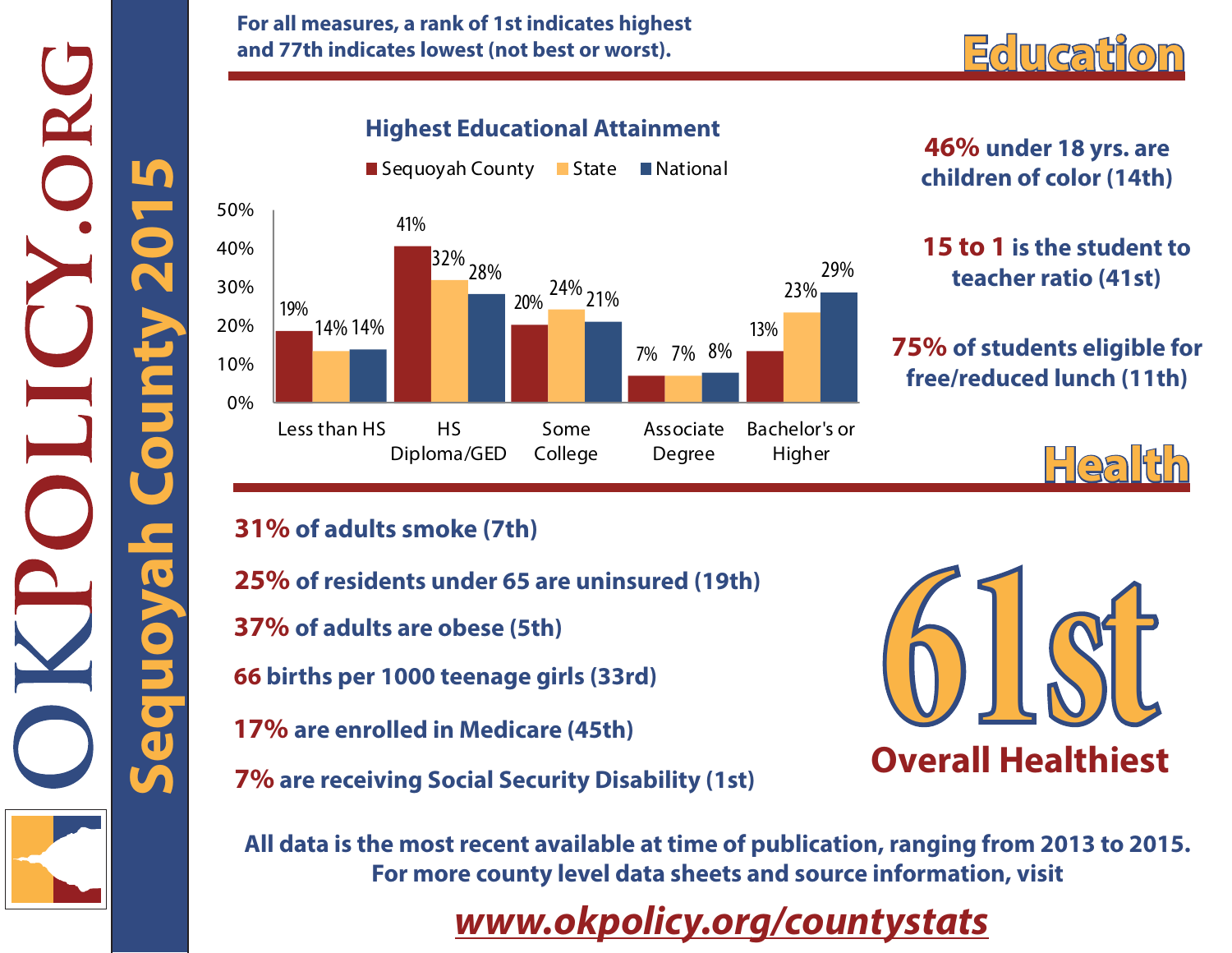OKPOLICY.ORG

Sequoyah County 2015

For all measures, a rank of 1st indicates highest and 77th indicates lowest (not best or worst).

## Education

### Highest Educational Attainment

Sequoyah County | State | National

50%
40%
30%
20%
10%
0%

Less than HS: 19% 14% 14%
HS Diploma/GED: 41% 32% 28%
Some College: 20% 24% 21%
Associate Degree: 7% 7% 8%
Bachelor's or Higher: 13% 23% 29%

**46%** under 18 yrs. are children of color (14th)

**15 to 1** is the student to teacher ratio (41st)

**75%** of students eligible for free/reduced lunch (11th)

## Health

**31%** of adults smoke (7th)

**25%** of residents under 65 are uninsured (19th)

**37%** of adults are obese (5th)

**66** births per 1000 teenage girls (33rd)

**17%** are enrolled in Medicare (45th)

**7%** are receiving Social Security Disability (1st)

**61st**

**Overall Healthiest**

All data is the most recent available at time of publication, ranging from 2013 to 2015. For more county level data sheets and source information, visit

***www.okpolicy.org/countystats***